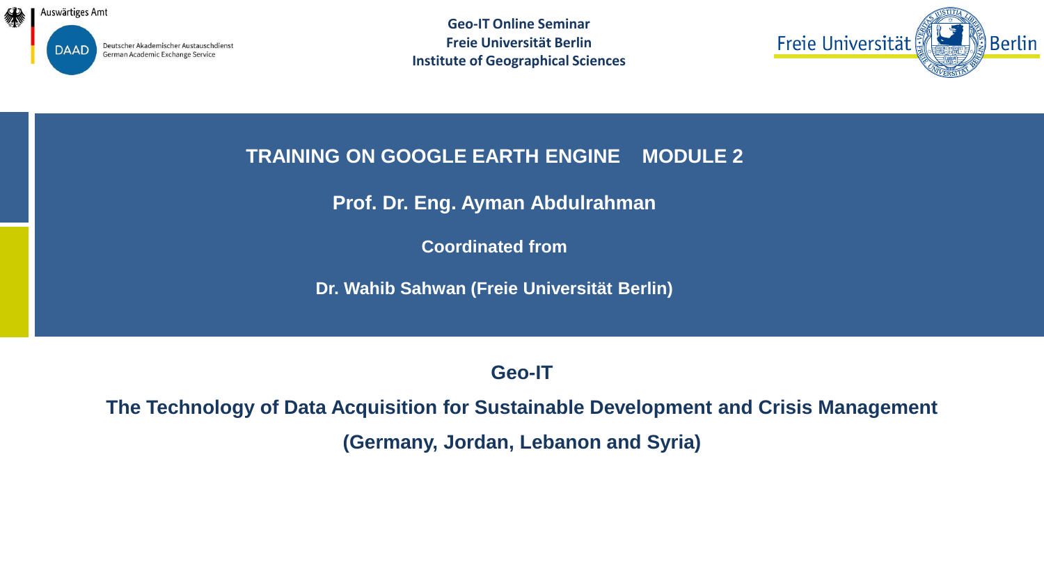Auswärtiges Amt

DAAD Deutscher Akademischer Austauschdienst
German Academic Exchange Service

**Geo-IT Online Seminar**
**Freie Universität Berlin**
**Institute of Geographical Sciences**

Freie Universität Berlin

# TRAINING ON GOOGLE EARTH ENGINE MODULE 2

**Prof. Dr. Eng. Ayman Abdulrahman**

**Coordinated from**

**Dr. Wahib Sahwan (Freie Universität Berlin)**

## Geo-IT

## The Technology of Data Acquisition for Sustainable Development and Crisis Management

## (Germany, Jordan, Lebanon and Syria)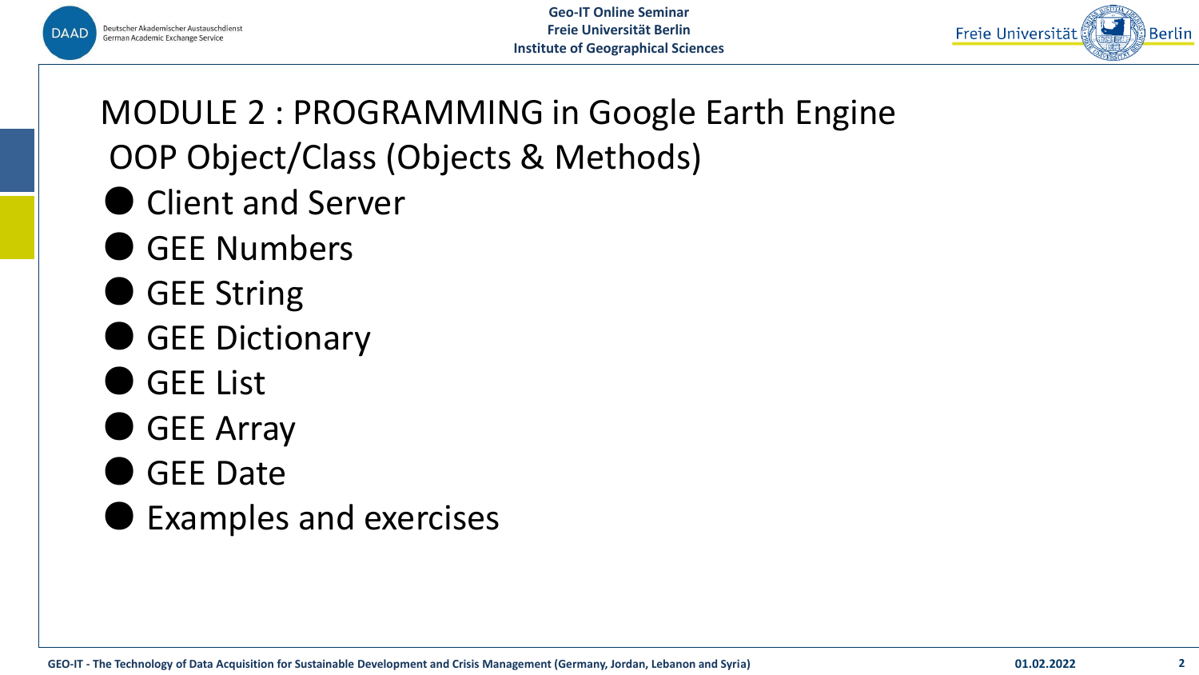# MODULE 2 : PROGRAMMING in Google Earth Engine

## OOP Object/Class (Objects & Methods)

- Client and Server
- GEE Numbers
- GEE String
- GEE Dictionary
- GEE List
- GEE Array
- GEE Date
- Examples and exercises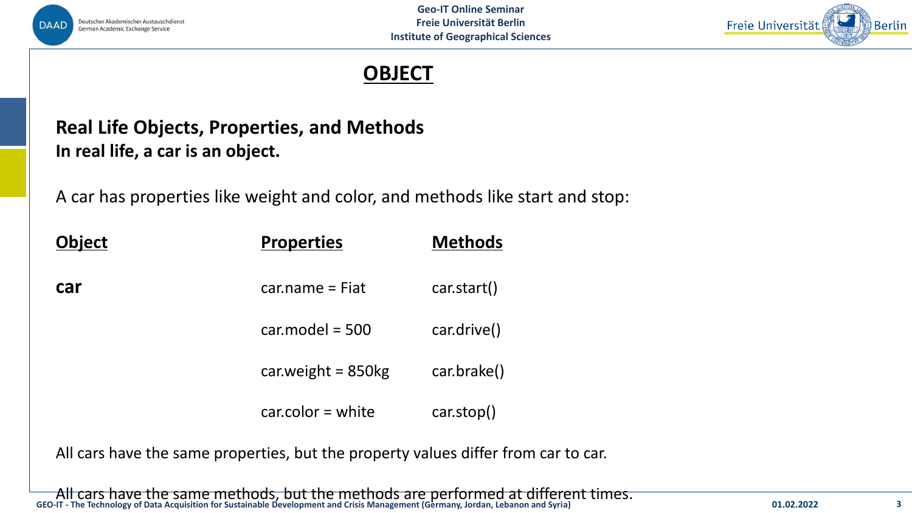# OBJECT

**Real Life Objects, Properties, and Methods**
**In real life, a car is an object.**

A car has properties like weight and color, and methods like start and stop:

| Object | Properties | Methods |
|---|---|---|
| **car** | car.name = Fiat | car.start() |
| | car.model = 500 | car.drive() |
| | car.weight = 850kg | car.brake() |
| | car.color = white | car.stop() |

All cars have the same properties, but the property values differ from car to car.

All cars have the same methods, but the methods are performed at different times.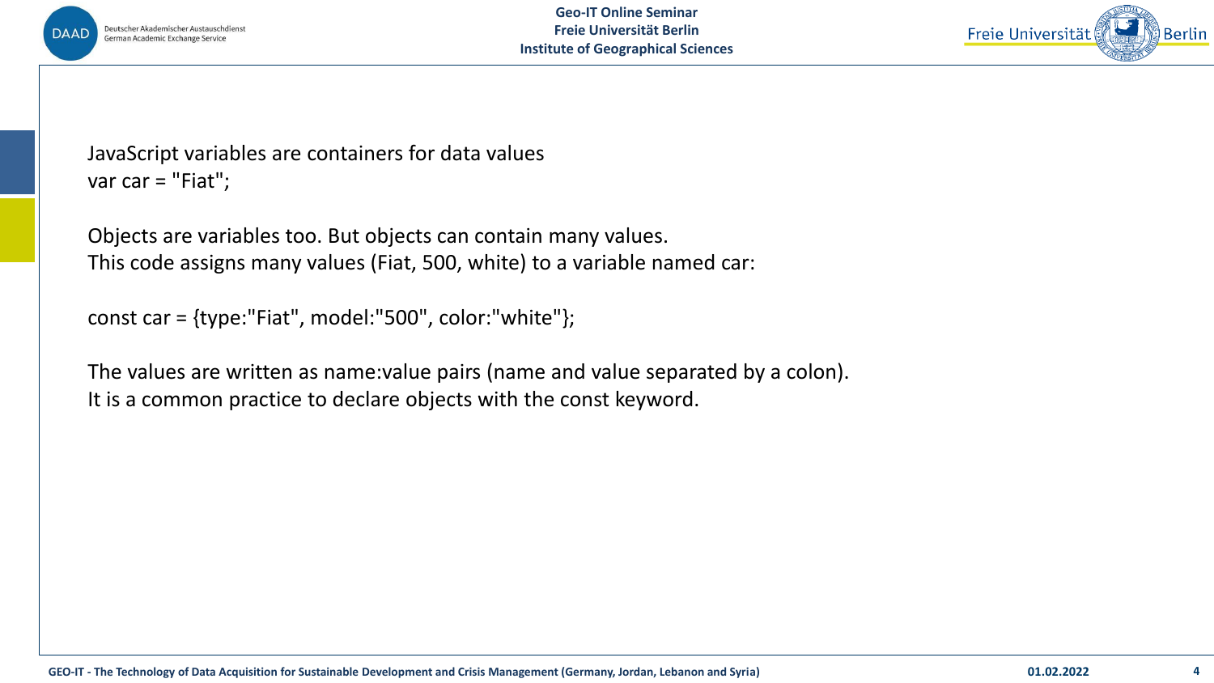JavaScript variables are containers for data values

```
var car = "Fiat";
```

Objects are variables too. But objects can contain many values.
This code assigns many values (Fiat, 500, white) to a variable named car:

```
const car = {type:"Fiat", model:"500", color:"white"};
```

The values are written as name:value pairs (name and value separated by a colon).
It is a common practice to declare objects with the const keyword.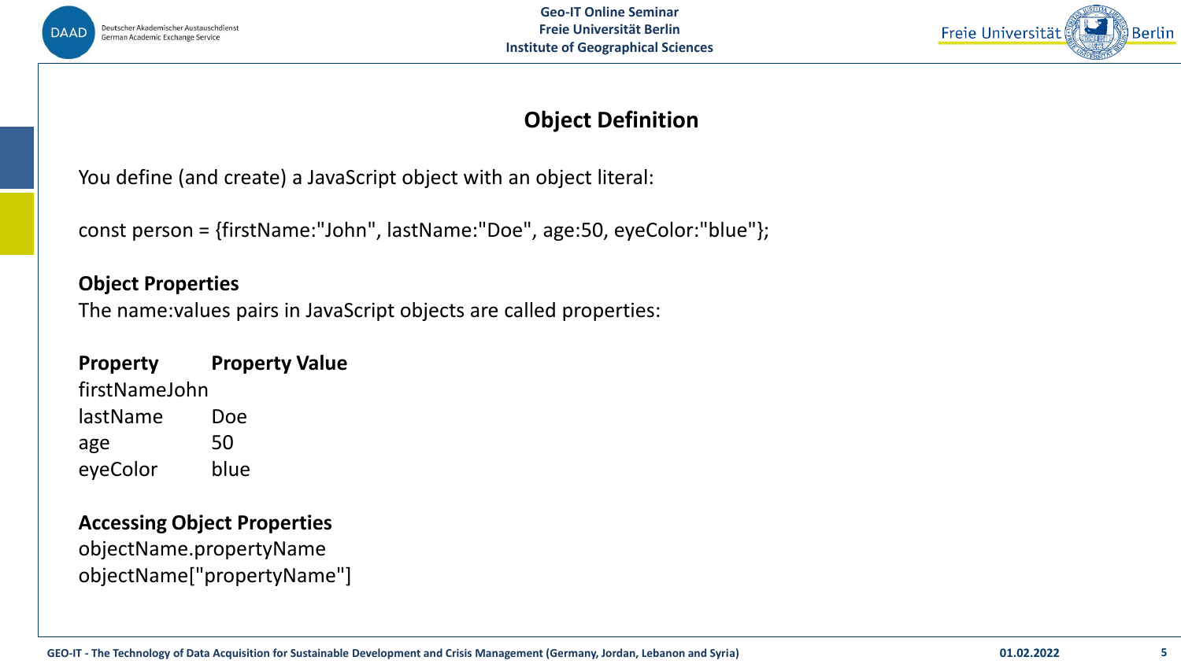## Object Definition

You define (and create) a JavaScript object with an object literal:

```
const person = {firstName:"John", lastName:"Doe", age:50, eyeColor:"blue"};
```

**Object Properties**

The name:values pairs in JavaScript objects are called properties:

| Property | Property Value |
|---|---|
| firstName | John |
| lastName | Doe |
| age | 50 |
| eyeColor | blue |

**Accessing Object Properties**

```
objectName.propertyName
objectName["propertyName"]
```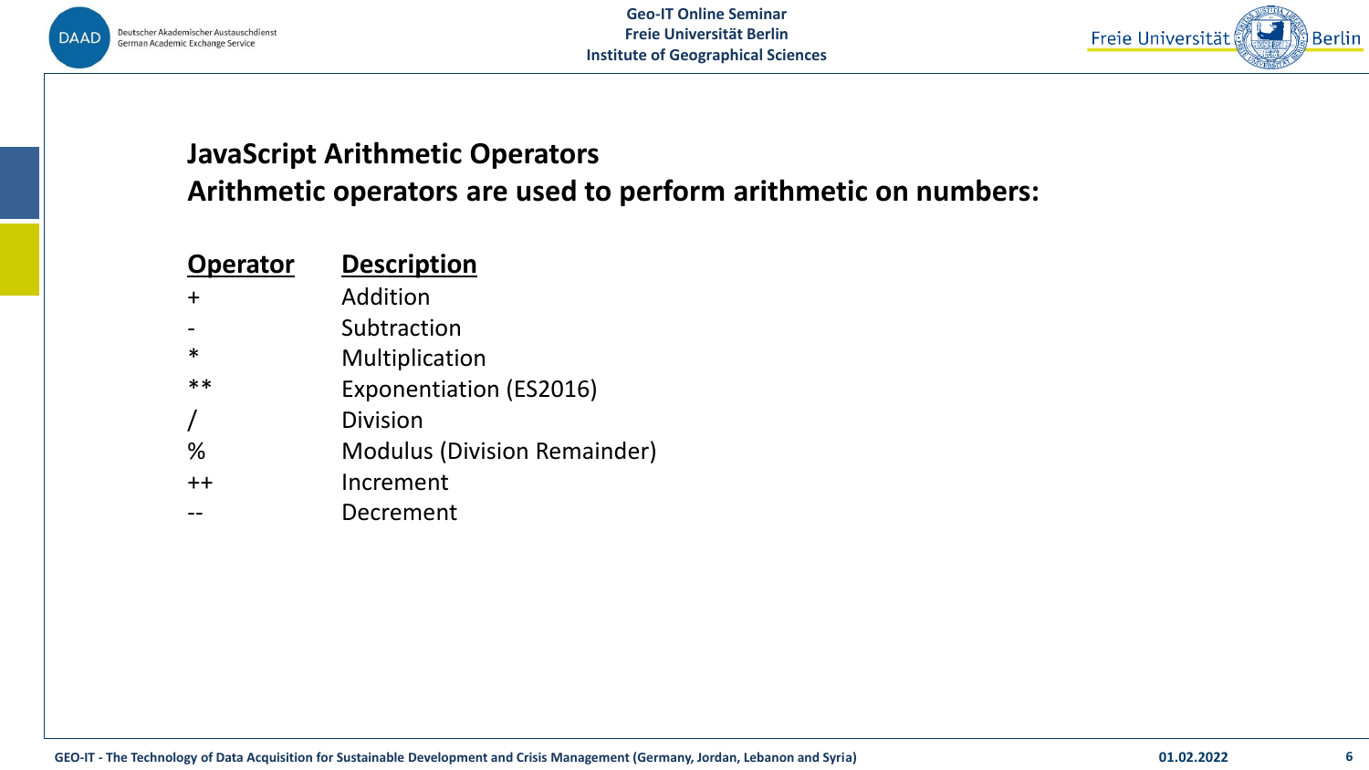## JavaScript Arithmetic Operators

## Arithmetic operators are used to perform arithmetic on numbers:

| Operator | Description |
| --- | --- |
| + | Addition |
| - | Subtraction |
| * | Multiplication |
| ** | Exponentiation (ES2016) |
| / | Division |
| % | Modulus (Division Remainder) |
| ++ | Increment |
| -- | Decrement |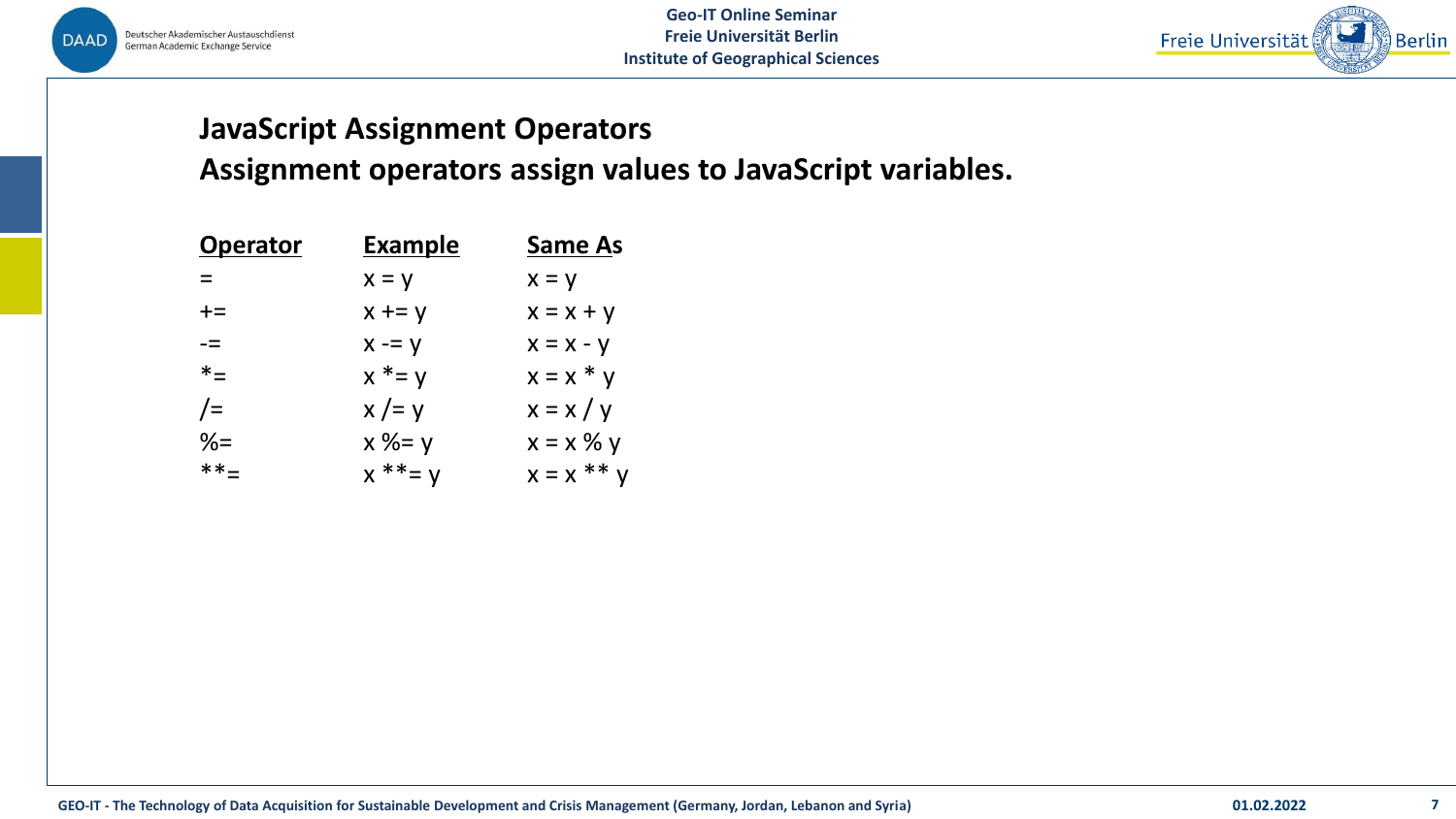## JavaScript Assignment Operators

## Assignment operators assign values to JavaScript variables.

| Operator | Example | Same As |
|---|---|---|
| = | x = y | x = y |
| += | x += y | x = x + y |
| -= | x -= y | x = x - y |
| *= | x *= y | x = x * y |
| /= | x /= y | x = x / y |
| %= | x %= y | x = x % y |
| **= | x **= y | x = x ** y |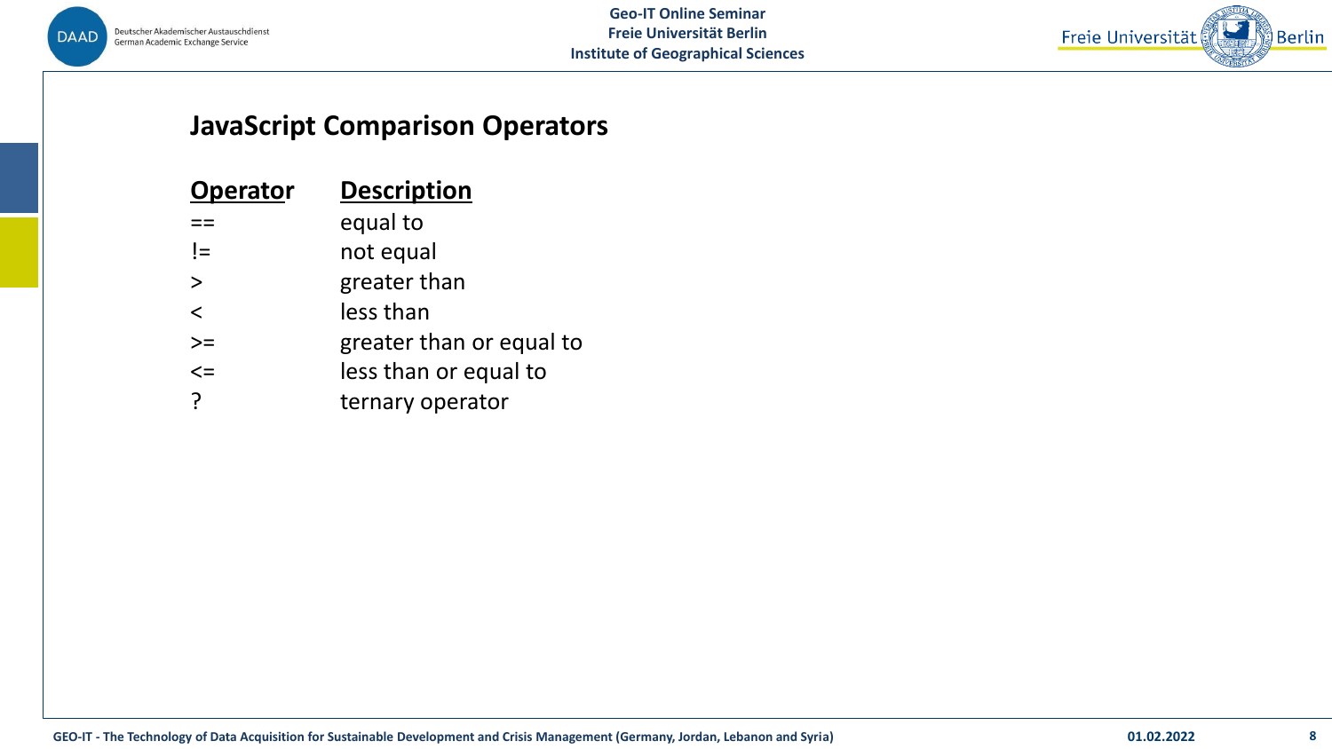## JavaScript Comparison Operators

| Operator | Description |
| --- | --- |
| == | equal to |
| != | not equal |
| > | greater than |
| < | less than |
| >= | greater than or equal to |
| <= | less than or equal to |
| ? | ternary operator |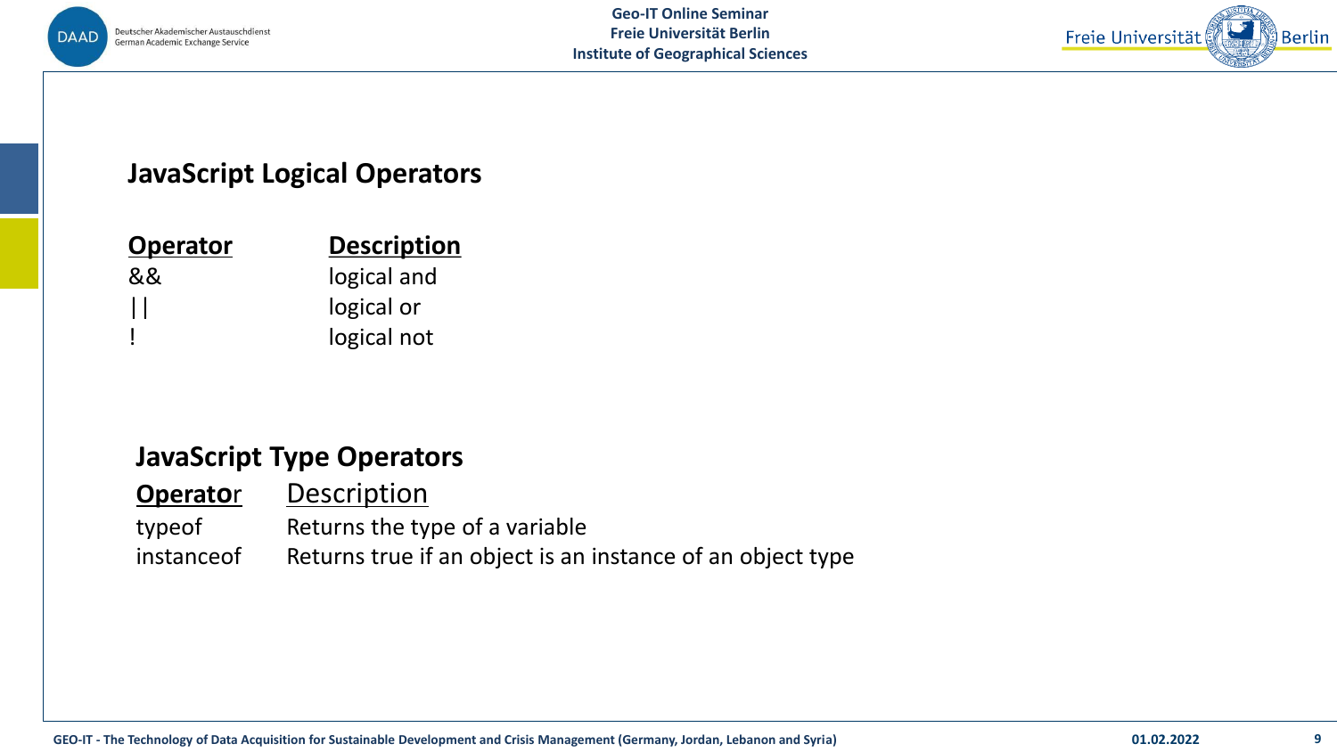## JavaScript Logical Operators

| Operator | Description |
|---|---|
| && | logical and |
| \|\| | logical or |
| ! | logical not |

## JavaScript Type Operators

| Operator | Description |
|---|---|
| typeof | Returns the type of a variable |
| instanceof | Returns true if an object is an instance of an object type |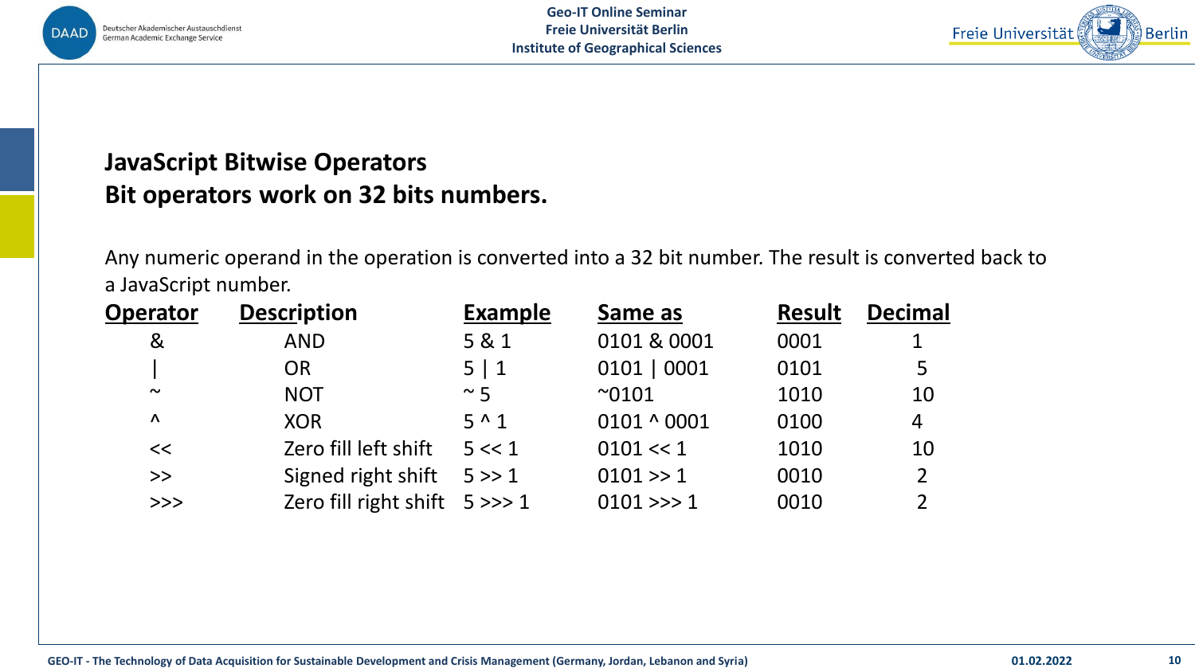## JavaScript Bitwise Operators
## Bit operators work on 32 bits numbers.

Any numeric operand in the operation is converted into a 32 bit number. The result is converted back to a JavaScript number.

| Operator | Description | Example | Same as | Result | Decimal |
|---|---|---|---|---|---|
| & | AND | 5 & 1 | 0101 & 0001 | 0001 | 1 |
| \| | OR | 5 \| 1 | 0101 \| 0001 | 0101 | 5 |
| ~ | NOT | ~ 5 | ~0101 | 1010 | 10 |
| ^ | XOR | 5 ^ 1 | 0101 ^ 0001 | 0100 | 4 |
| << | Zero fill left shift | 5 << 1 | 0101 << 1 | 1010 | 10 |
| >> | Signed right shift | 5 >> 1 | 0101 >> 1 | 0010 | 2 |
| >>> | Zero fill right shift | 5 >>> 1 | 0101 >>> 1 | 0010 | 2 |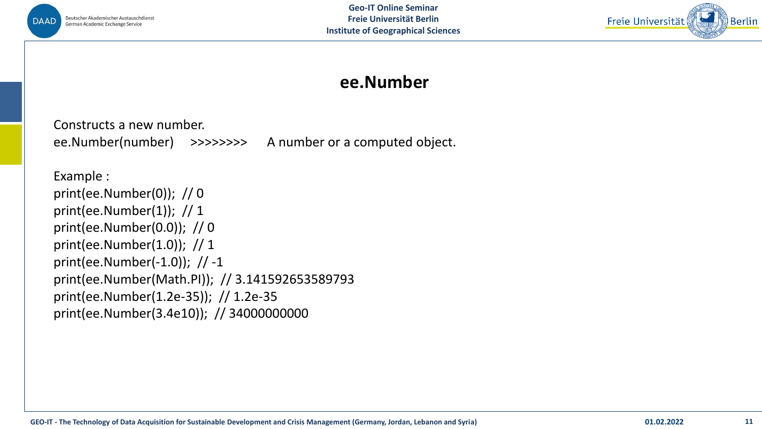# ee.Number

Constructs a new number.

ee.Number(number) >>>>>>>> A number or a computed object.

Example :

```
print(ee.Number(0));  // 0
print(ee.Number(1));  // 1
print(ee.Number(0.0));  // 0
print(ee.Number(1.0));  // 1
print(ee.Number(-1.0));  // -1
print(ee.Number(Math.PI));  // 3.141592653589793
print(ee.Number(1.2e-35));  // 1.2e-35
print(ee.Number(3.4e10));  // 34000000000
```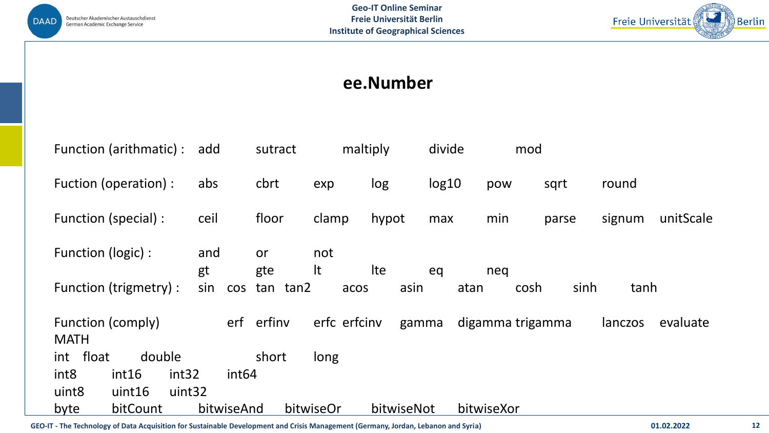## ee.Number

Function (arithmatic) : add sutract maltiply divide mod

Fuction (operation) : abs cbrt exp log log10 pow sqrt round

Function (special) : ceil floor clamp hypot max min parse signum unitScale

Function (logic) : and or not
gt gte lt lte eq neq

Function (trigmetry) : sin cos tan tan2 acos asin atan cosh sinh tanh

Function (comply) erf erfinv erfc erfcinv gamma digamma trigamma lanczos evaluate

MATH

int float double short long

int8 int16 int32 int64

uint8 uint16 uint32

byte bitCount bitwiseAnd bitwiseOr bitwiseNot bitwiseXor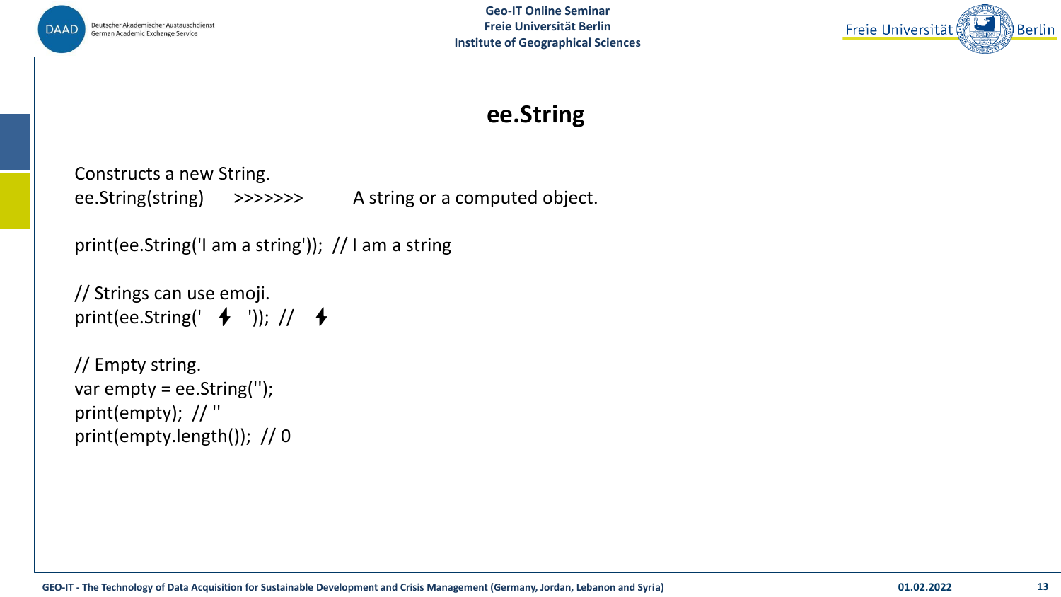# ee.String

Constructs a new String.

ee.String(string) >>>>>>> A string or a computed object.

```
print(ee.String('I am a string')); // I am a string

// Strings can use emoji.
print(ee.String(' ⚡ ')); // ⚡

// Empty string.
var empty = ee.String('');
print(empty); // ''
print(empty.length()); // 0
```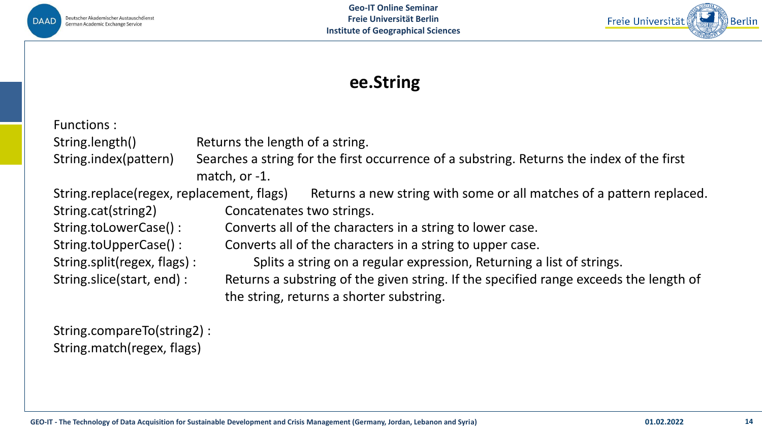# ee.String

Functions :

String.length() Returns the length of a string.

String.index(pattern) Searches a string for the first occurrence of a substring. Returns the index of the first match, or -1.

String.replace(regex, replacement, flags) Returns a new string with some or all matches of a pattern replaced.

String.cat(string2) Concatenates two strings.

String.toLowerCase() : Converts all of the characters in a string to lower case.

String.toUpperCase() : Converts all of the characters in a string to upper case.

String.split(regex, flags) : Splits a string on a regular expression, Returning a list of strings.

String.slice(start, end) : Returns a substring of the given string. If the specified range exceeds the length of the string, returns a shorter substring.

String.compareTo(string2) :

String.match(regex, flags)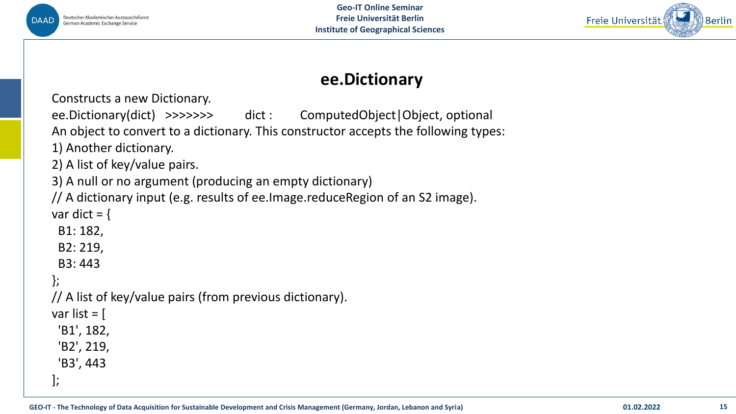## ee.Dictionary

Constructs a new Dictionary.

ee.Dictionary(dict) >>>>>>> dict : ComputedObject|Object, optional

An object to convert to a dictionary. This constructor accepts the following types:

1) Another dictionary.
2) A list of key/value pairs.
3) A null or no argument (producing an empty dictionary)

```
// A dictionary input (e.g. results of ee.Image.reduceRegion of an S2 image).
var dict = {
  B1: 182,
  B2: 219,
  B3: 443
};
// A list of key/value pairs (from previous dictionary).
var list = [
  'B1', 182,
  'B2', 219,
  'B3', 443
];
```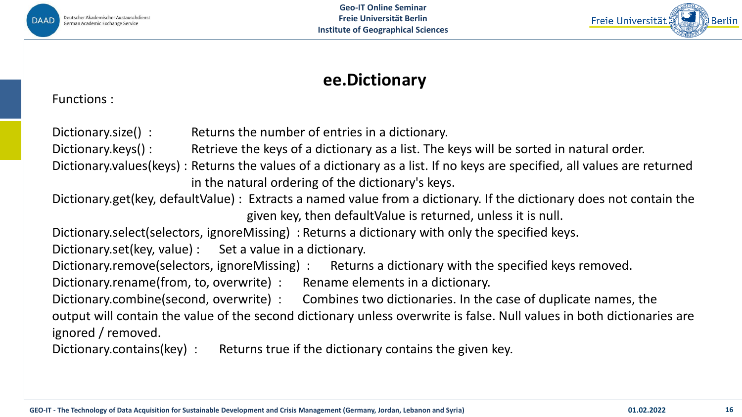# ee.Dictionary

Functions :

Dictionary.size() : Returns the number of entries in a dictionary.
Dictionary.keys() : Retrieve the keys of a dictionary as a list. The keys will be sorted in natural order.
Dictionary.values(keys) : Returns the values of a dictionary as a list. If no keys are specified, all values are returned in the natural ordering of the dictionary's keys.
Dictionary.get(key, defaultValue) : Extracts a named value from a dictionary. If the dictionary does not contain the given key, then defaultValue is returned, unless it is null.
Dictionary.select(selectors, ignoreMissing) : Returns a dictionary with only the specified keys.
Dictionary.set(key, value) : Set a value in a dictionary.
Dictionary.remove(selectors, ignoreMissing) : Returns a dictionary with the specified keys removed.
Dictionary.rename(from, to, overwrite) : Rename elements in a dictionary.
Dictionary.combine(second, overwrite) : Combines two dictionaries. In the case of duplicate names, the output will contain the value of the second dictionary unless overwrite is false. Null values in both dictionaries are ignored / removed.
Dictionary.contains(key) : Returns true if the dictionary contains the given key.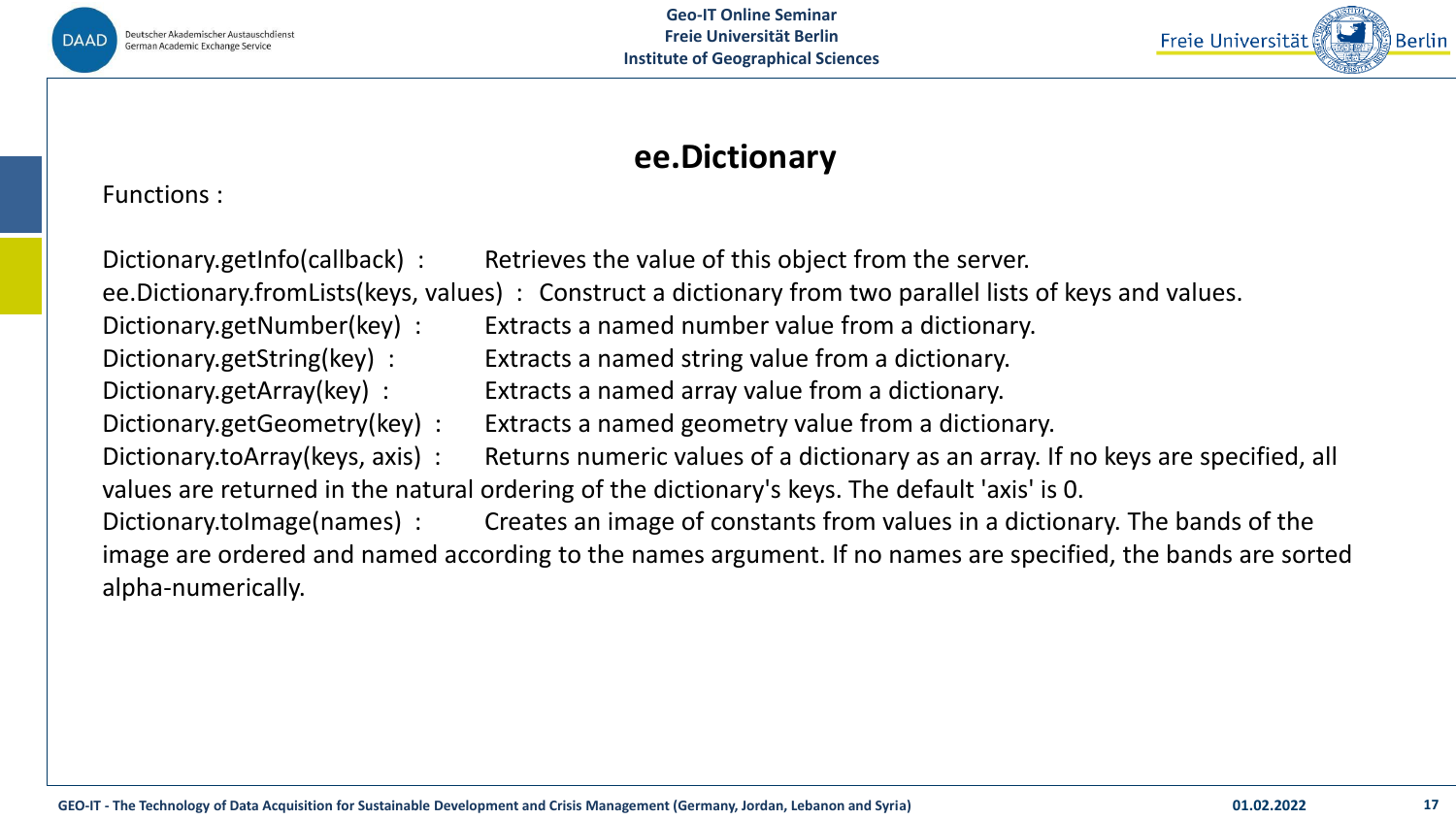# ee.Dictionary

Functions :

Dictionary.getInfo(callback) : Retrieves the value of this object from the server.

ee.Dictionary.fromLists(keys, values) : Construct a dictionary from two parallel lists of keys and values.

Dictionary.getNumber(key) : Extracts a named number value from a dictionary.

Dictionary.getString(key) : Extracts a named string value from a dictionary.

Dictionary.getArray(key) : Extracts a named array value from a dictionary.

Dictionary.getGeometry(key) : Extracts a named geometry value from a dictionary.

Dictionary.toArray(keys, axis) : Returns numeric values of a dictionary as an array. If no keys are specified, all values are returned in the natural ordering of the dictionary's keys. The default 'axis' is 0.

Dictionary.toImage(names) : Creates an image of constants from values in a dictionary. The bands of the image are ordered and named according to the names argument. If no names are specified, the bands are sorted alpha-numerically.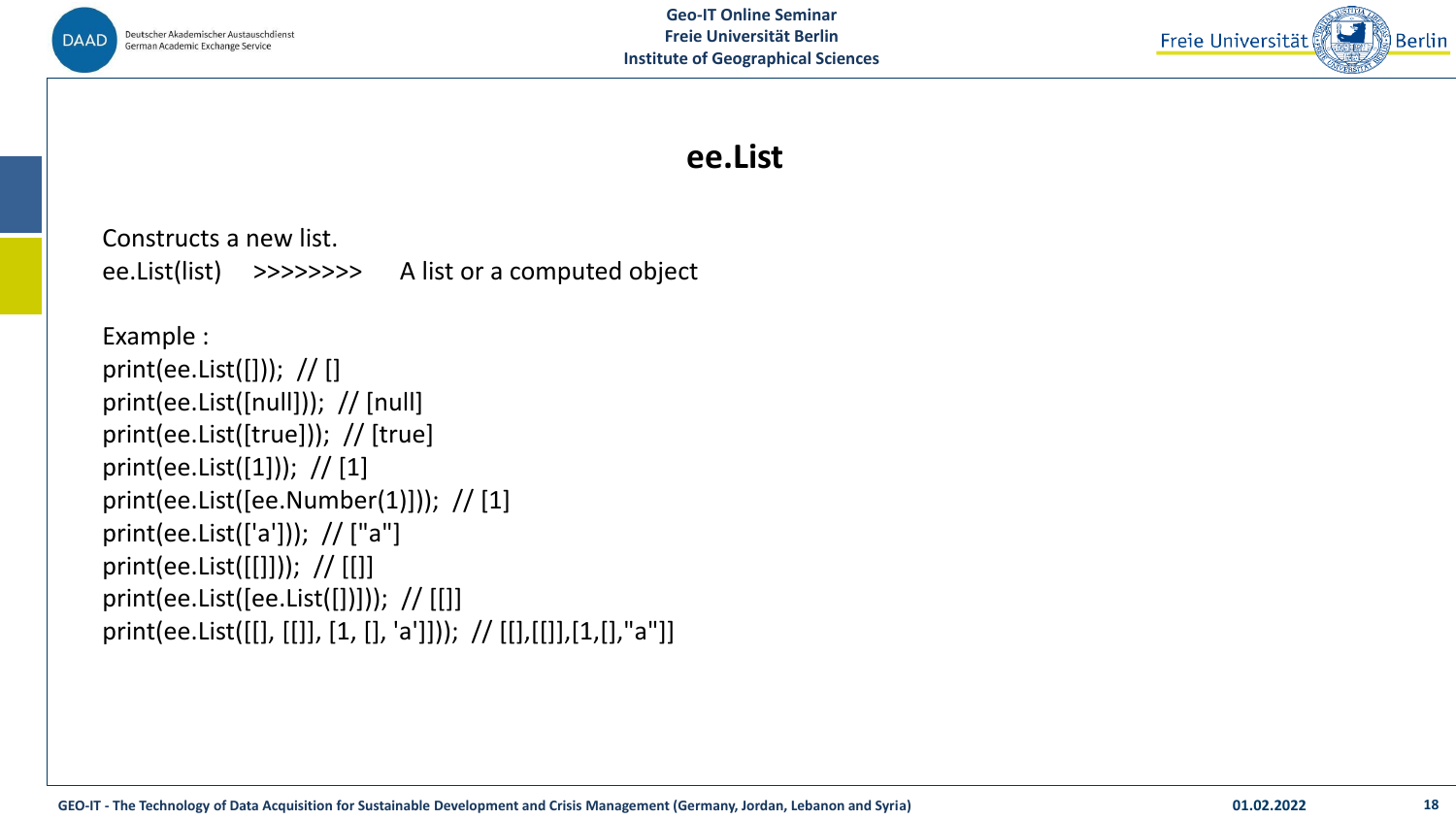# ee.List

Constructs a new list.

ee.List(list) >>>>>>>> A list or a computed object

Example :

```
print(ee.List([])); // []
print(ee.List([null])); // [null]
print(ee.List([true])); // [true]
print(ee.List([1])); // [1]
print(ee.List([ee.Number(1)])); // [1]
print(ee.List(['a'])); // ["a"]
print(ee.List([[]])); // [[]]
print(ee.List([ee.List([])])); // [[]]
print(ee.List([[], [[]], [1, [], 'a']])); // [[],[[]],[1,[],"a"]]
```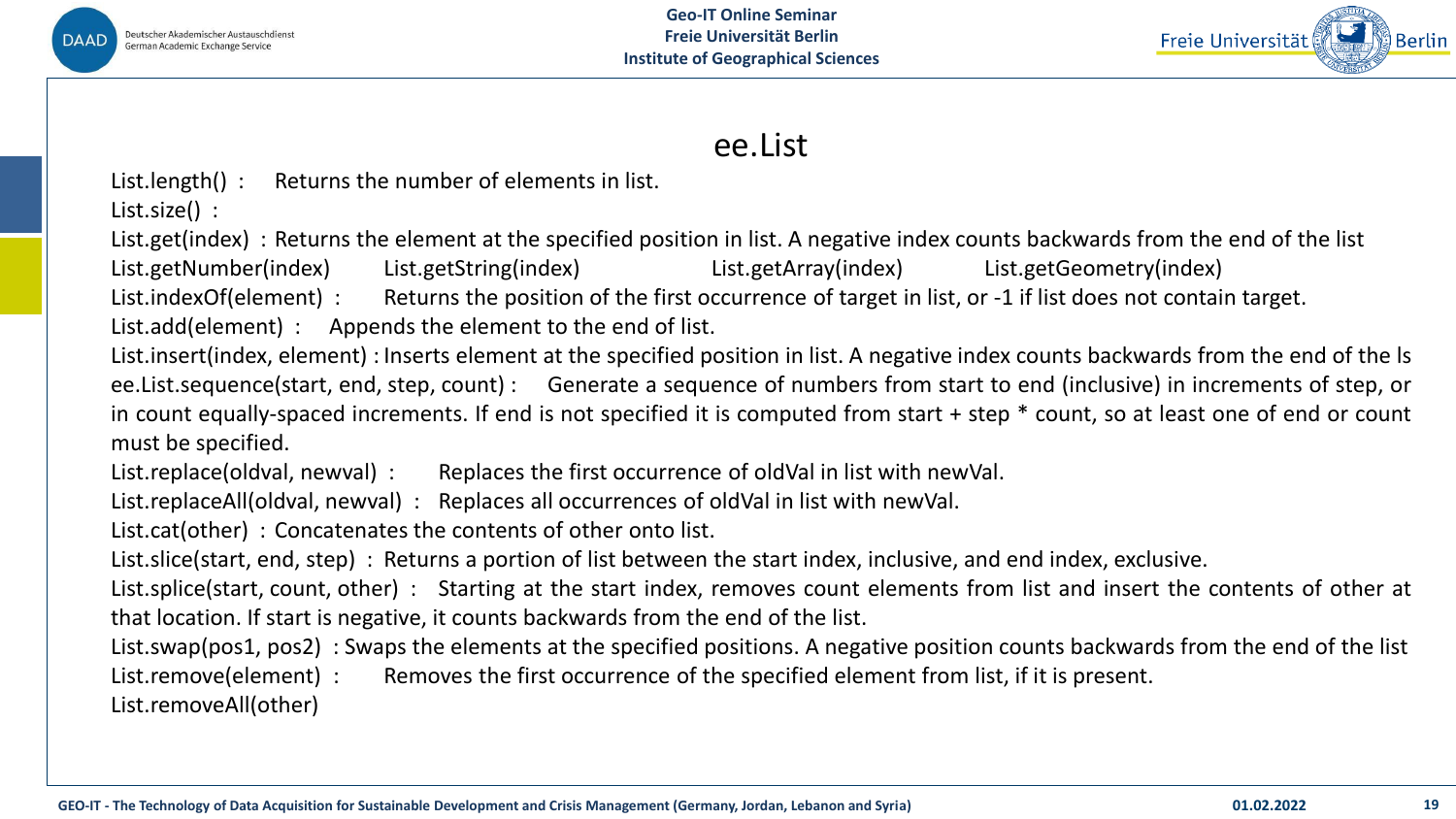# ee.List

List.length() : Returns the number of elements in list.

List.size() :

List.get(index) : Returns the element at the specified position in list. A negative index counts backwards from the end of the list

List.getNumber(index) List.getString(index) List.getArray(index) List.getGeometry(index)

List.indexOf(element) : Returns the position of the first occurrence of target in list, or -1 if list does not contain target.

List.add(element) : Appends the element to the end of list.

List.insert(index, element) : Inserts element at the specified position in list. A negative index counts backwards from the end of the ls

ee.List.sequence(start, end, step, count) : Generate a sequence of numbers from start to end (inclusive) in increments of step, or in count equally-spaced increments. If end is not specified it is computed from start + step * count, so at least one of end or count must be specified.

List.replace(oldval, newval) : Replaces the first occurrence of oldVal in list with newVal.

List.replaceAll(oldval, newval) : Replaces all occurrences of oldVal in list with newVal.

List.cat(other) : Concatenates the contents of other onto list.

List.slice(start, end, step) : Returns a portion of list between the start index, inclusive, and end index, exclusive.

List.splice(start, count, other) : Starting at the start index, removes count elements from list and insert the contents of other at that location. If start is negative, it counts backwards from the end of the list.

List.swap(pos1, pos2) : Swaps the elements at the specified positions. A negative position counts backwards from the end of the list

List.remove(element) : Removes the first occurrence of the specified element from list, if it is present.

List.removeAll(other)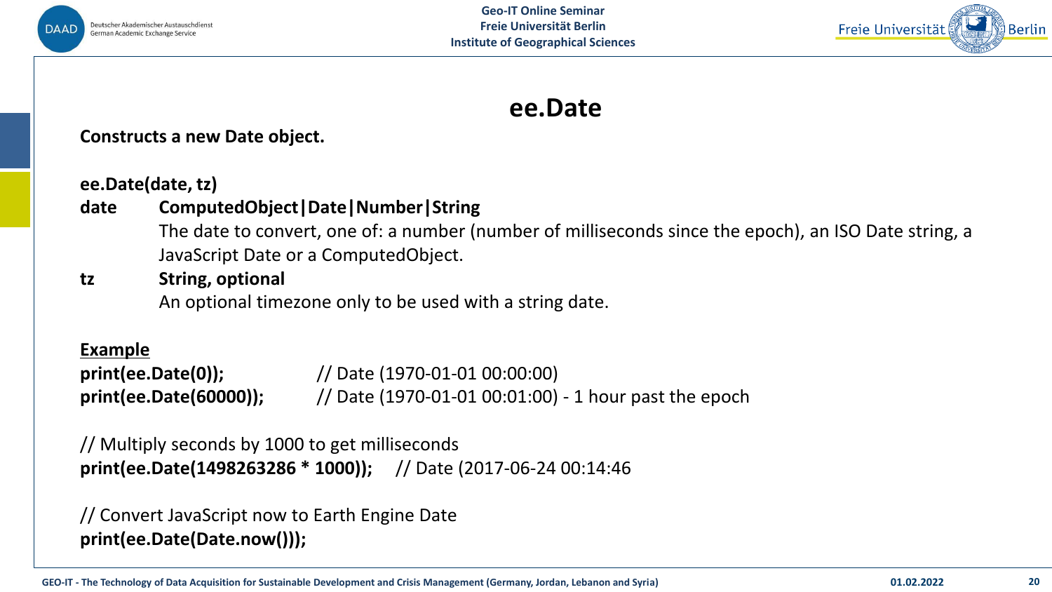# ee.Date

**Constructs a new Date object.**

**ee.Date(date, tz)**

**date** **ComputedObject|Date|Number|String**
The date to convert, one of: a number (number of milliseconds since the epoch), an ISO Date string, a JavaScript Date or a ComputedObject.

**tz** **String, optional**
An optional timezone only to be used with a string date.

**Example**

```
print(ee.Date(0));            // Date (1970-01-01 00:00:00)
print(ee.Date(60000));        // Date (1970-01-01 00:01:00) - 1 hour past the epoch

// Multiply seconds by 1000 to get milliseconds
print(ee.Date(1498263286 * 1000));     // Date (2017-06-24 00:14:46

// Convert JavaScript now to Earth Engine Date
print(ee.Date(Date.now()));
```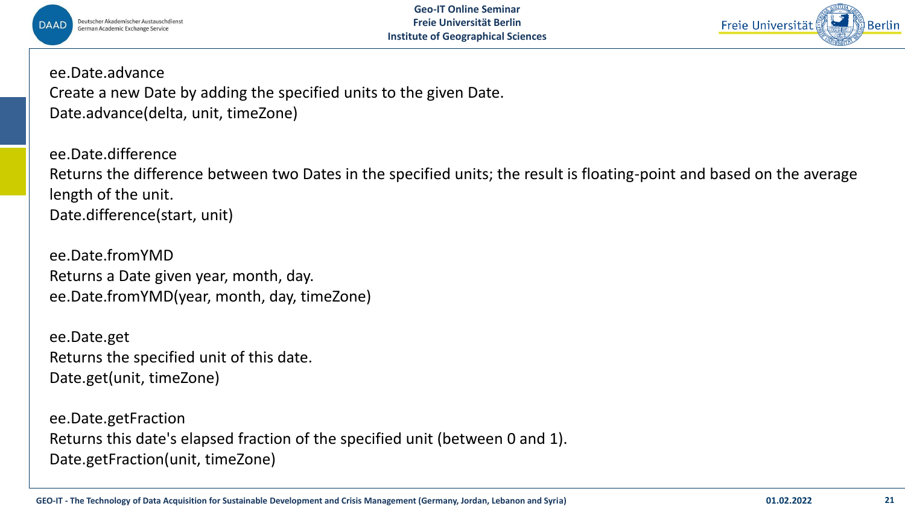ee.Date.advance
Create a new Date by adding the specified units to the given Date.
Date.advance(delta, unit, timeZone)

ee.Date.difference
Returns the difference between two Dates in the specified units; the result is floating-point and based on the average length of the unit.
Date.difference(start, unit)

ee.Date.fromYMD
Returns a Date given year, month, day.
ee.Date.fromYMD(year, month, day, timeZone)

ee.Date.get
Returns the specified unit of this date.
Date.get(unit, timeZone)

ee.Date.getFraction
Returns this date's elapsed fraction of the specified unit (between 0 and 1).
Date.getFraction(unit, timeZone)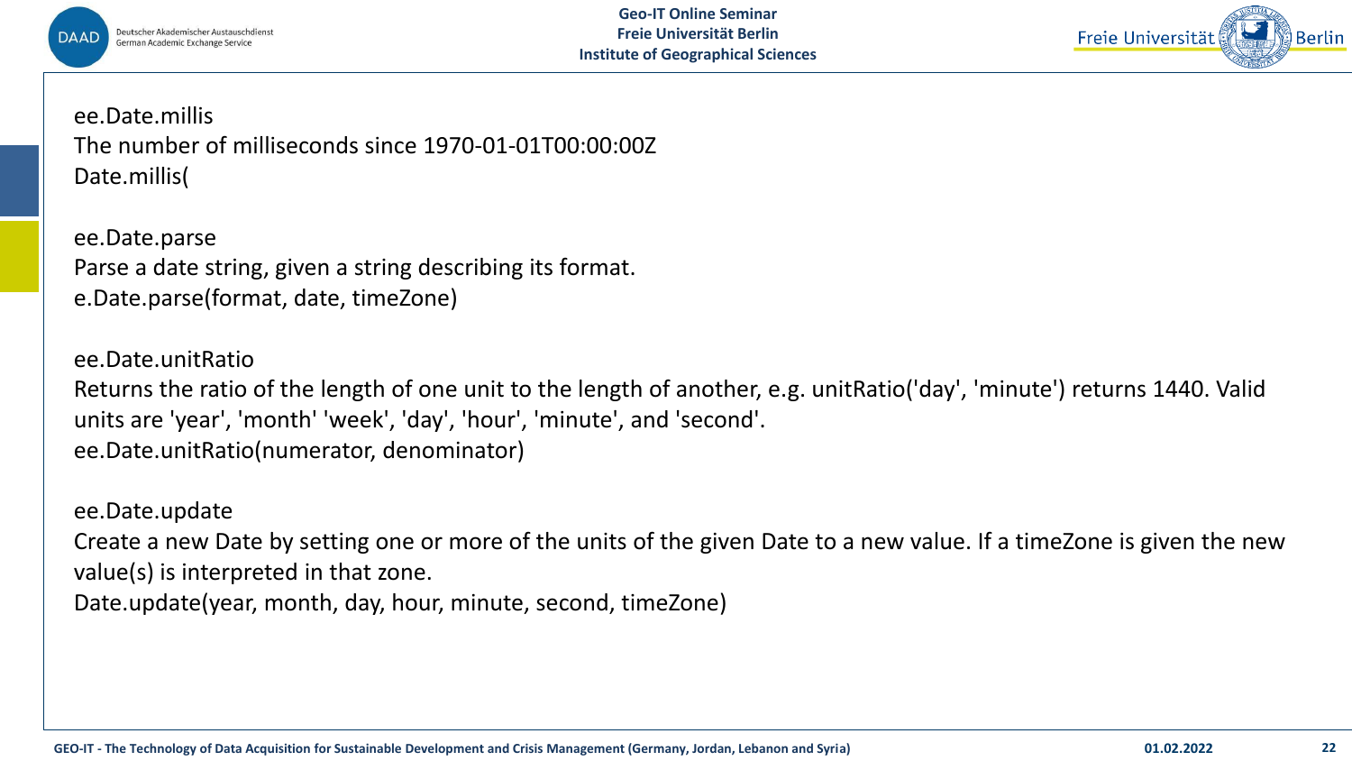ee.Date.millis

The number of milliseconds since 1970-01-01T00:00:00Z

Date.millis(

ee.Date.parse

Parse a date string, given a string describing its format.

e.Date.parse(format, date, timeZone)

ee.Date.unitRatio

Returns the ratio of the length of one unit to the length of another, e.g. unitRatio('day', 'minute') returns 1440. Valid units are 'year', 'month' 'week', 'day', 'hour', 'minute', and 'second'.

ee.Date.unitRatio(numerator, denominator)

ee.Date.update

Create a new Date by setting one or more of the units of the given Date to a new value. If a timeZone is given the new value(s) is interpreted in that zone.

Date.update(year, month, day, hour, minute, second, timeZone)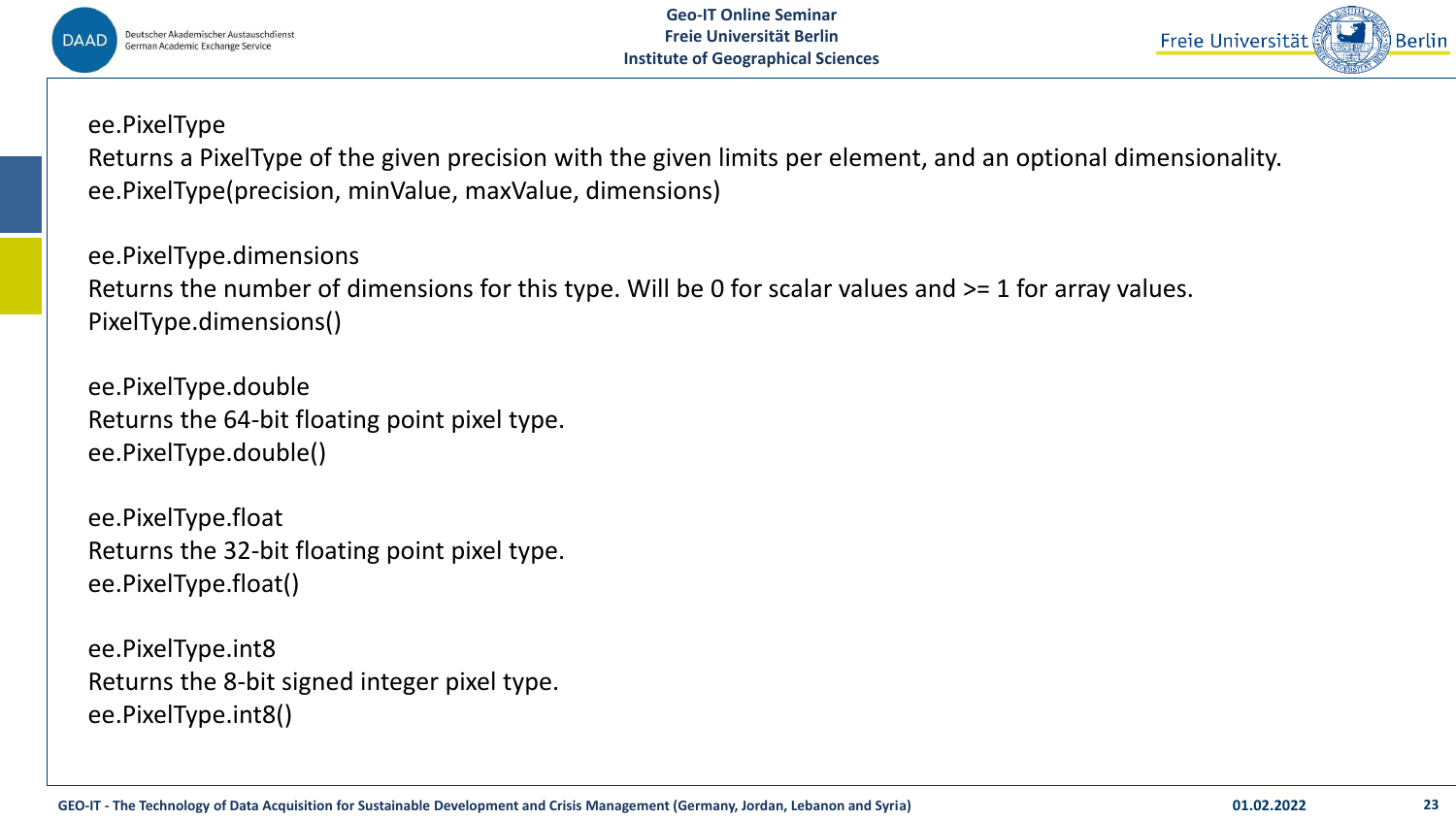ee.PixelType
Returns a PixelType of the given precision with the given limits per element, and an optional dimensionality.
ee.PixelType(precision, minValue, maxValue, dimensions)

ee.PixelType.dimensions
Returns the number of dimensions for this type. Will be 0 for scalar values and >= 1 for array values.
PixelType.dimensions()

ee.PixelType.double
Returns the 64-bit floating point pixel type.
ee.PixelType.double()

ee.PixelType.float
Returns the 32-bit floating point pixel type.
ee.PixelType.float()

ee.PixelType.int8
Returns the 8-bit signed integer pixel type.
ee.PixelType.int8()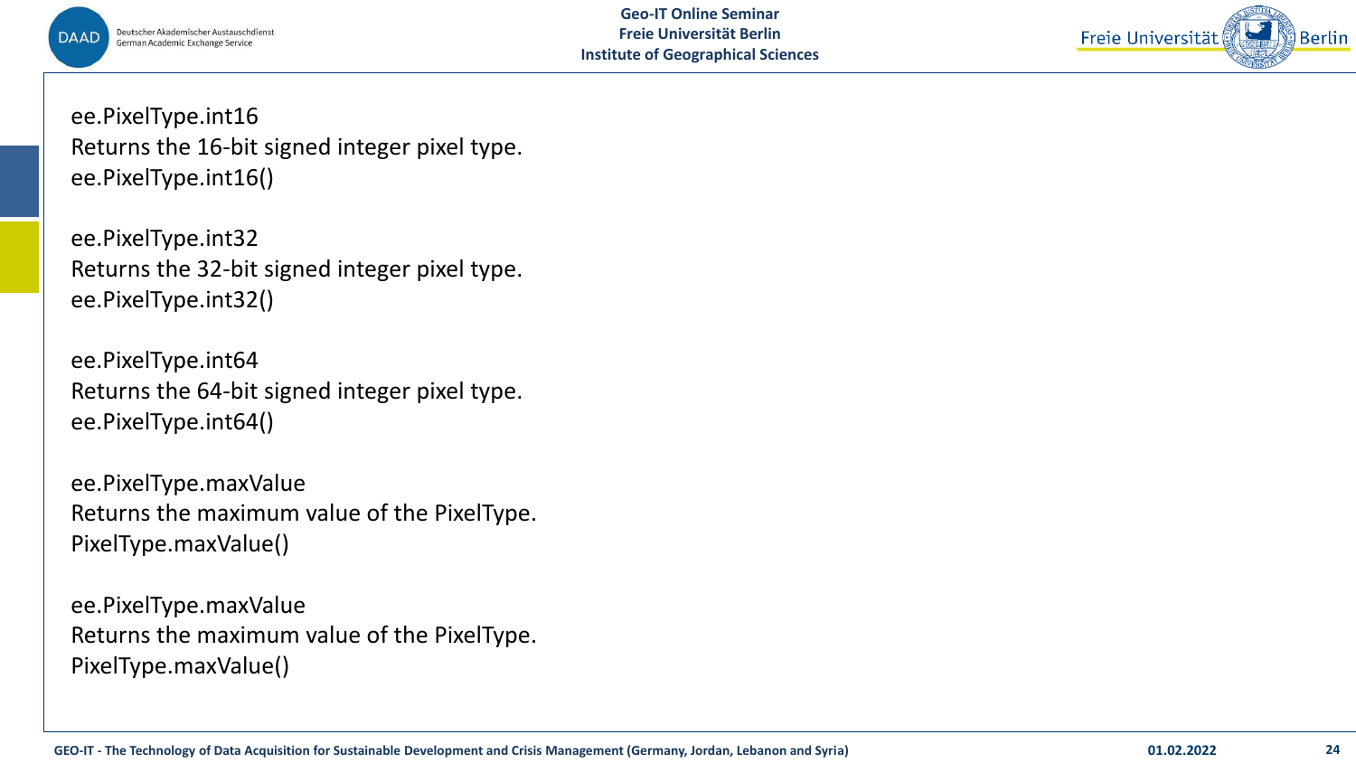ee.PixelType.int16
Returns the 16-bit signed integer pixel type.
ee.PixelType.int16()

ee.PixelType.int32
Returns the 32-bit signed integer pixel type.
ee.PixelType.int32()

ee.PixelType.int64
Returns the 64-bit signed integer pixel type.
ee.PixelType.int64()

ee.PixelType.maxValue
Returns the maximum value of the PixelType.
PixelType.maxValue()

ee.PixelType.maxValue
Returns the maximum value of the PixelType.
PixelType.maxValue()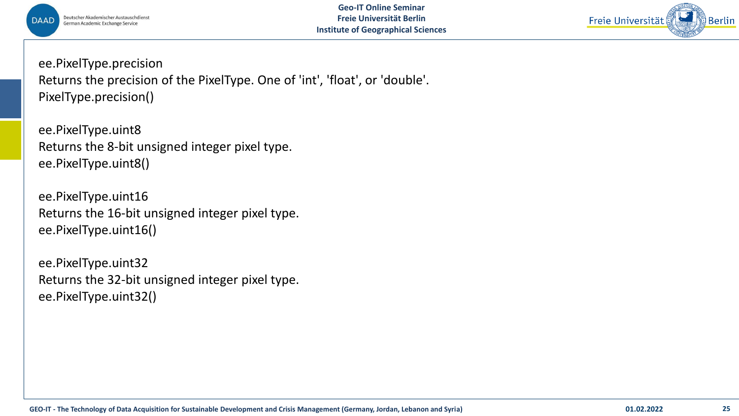ee.PixelType.precision
Returns the precision of the PixelType. One of 'int', 'float', or 'double'.
PixelType.precision()

ee.PixelType.uint8
Returns the 8-bit unsigned integer pixel type.
ee.PixelType.uint8()

ee.PixelType.uint16
Returns the 16-bit unsigned integer pixel type.
ee.PixelType.uint16()

ee.PixelType.uint32
Returns the 32-bit unsigned integer pixel type.
ee.PixelType.uint32()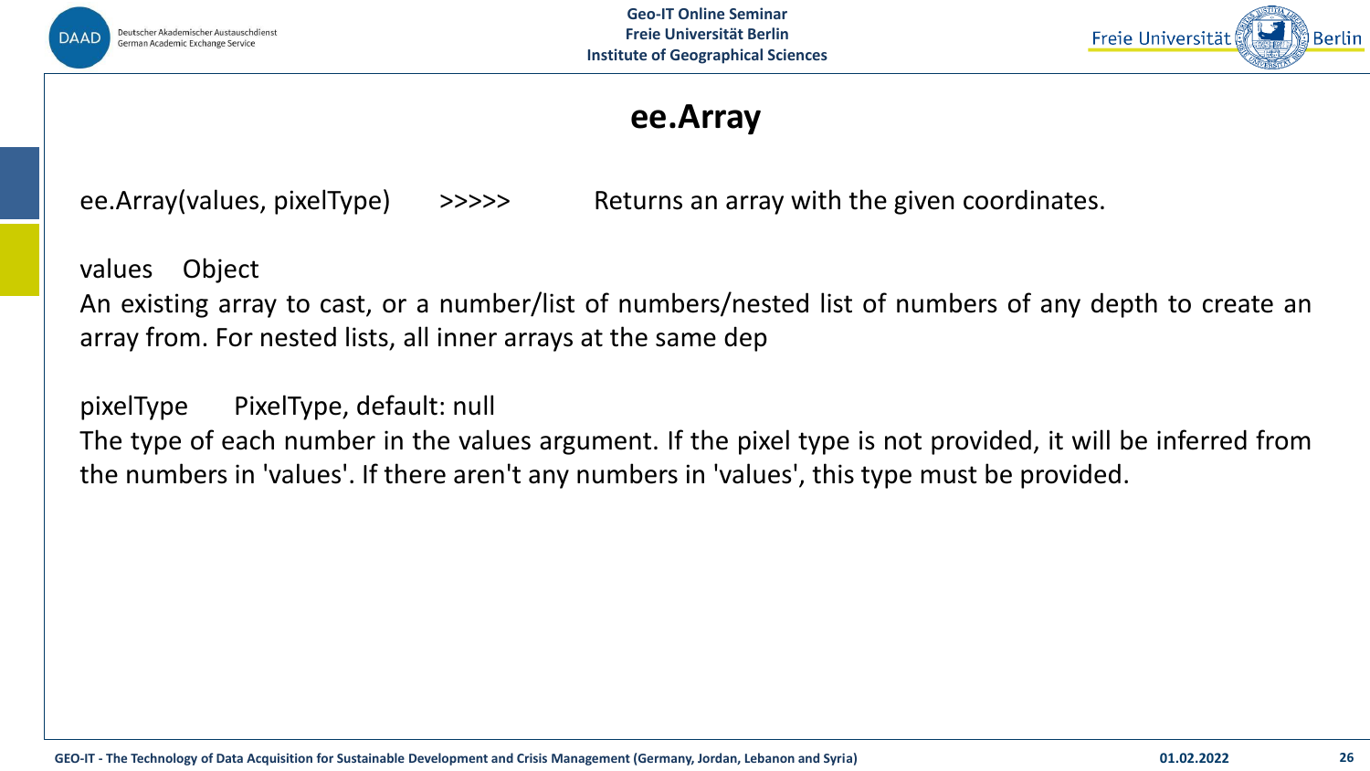# ee.Array

ee.Array(values, pixelType) >>>>> Returns an array with the given coordinates.

values Object

An existing array to cast, or a number/list of numbers/nested list of numbers of any depth to create an array from. For nested lists, all inner arrays at the same dep

pixelType PixelType, default: null

The type of each number in the values argument. If the pixel type is not provided, it will be inferred from the numbers in 'values'. If there aren't any numbers in 'values', this type must be provided.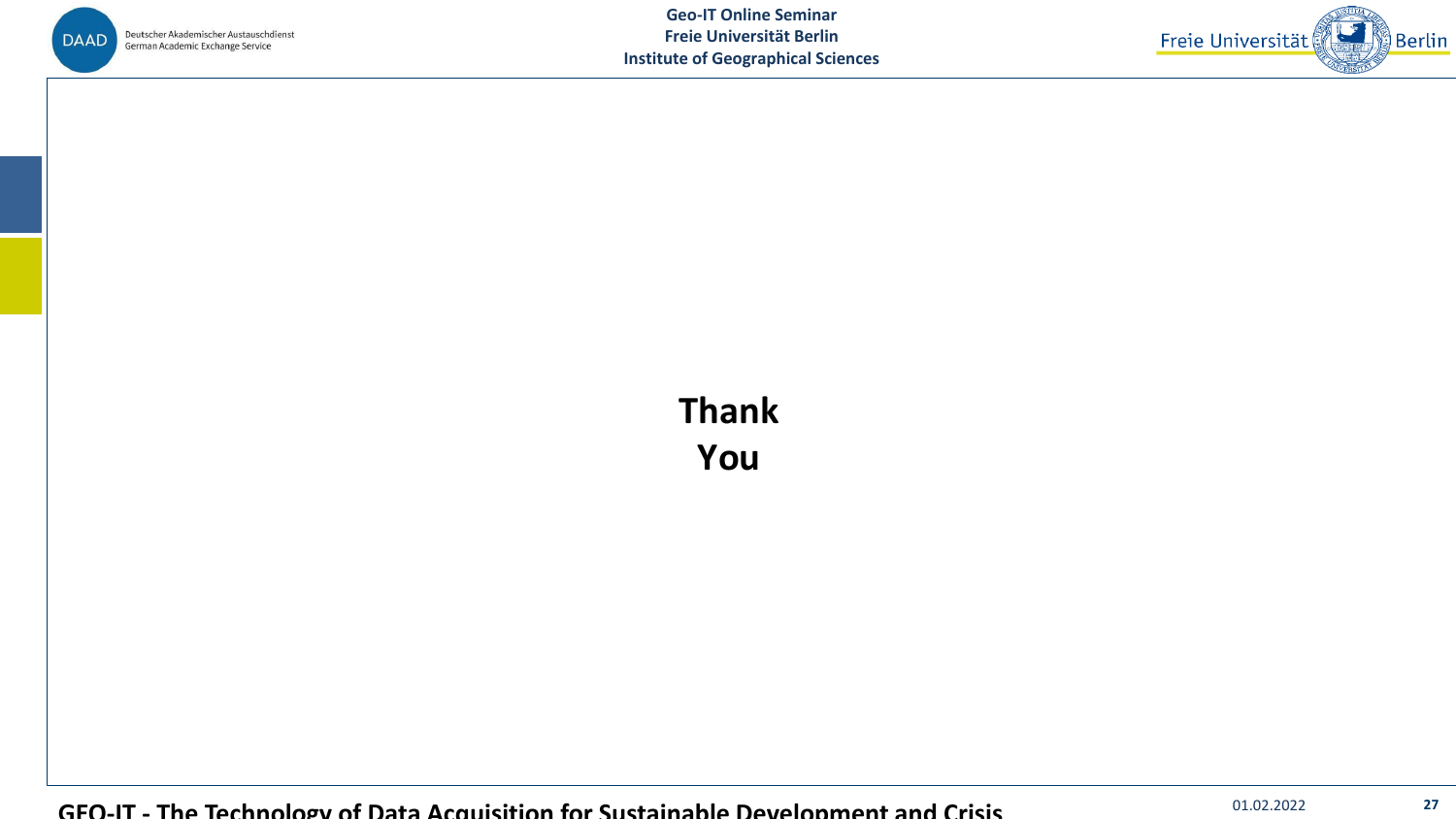**Thank You**